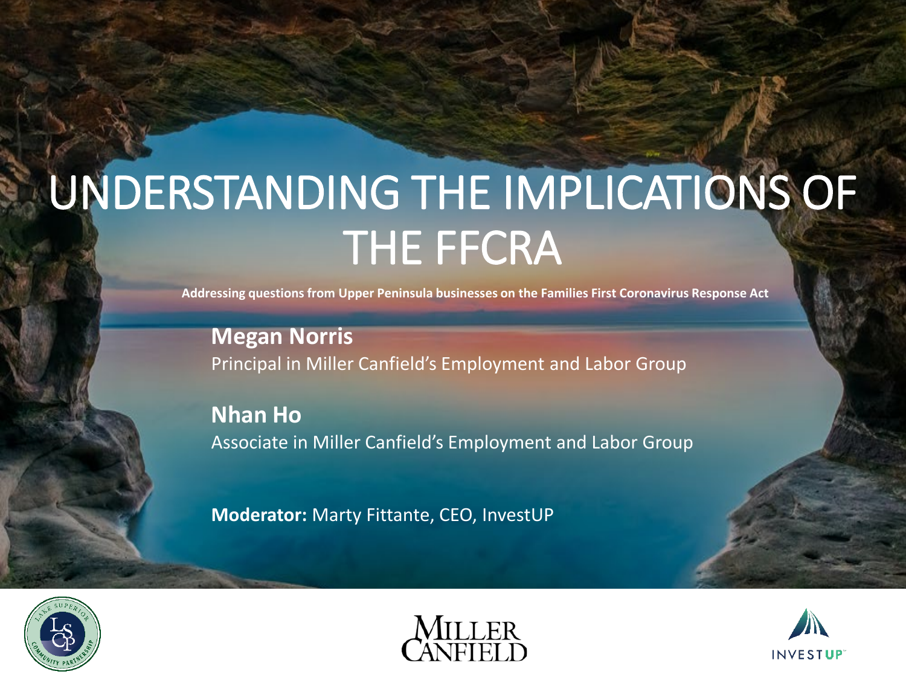# UNDERSTANDING THE IMPLICATIONS OF THE FFCRA

**Addressing questions from Upper Peninsula businesses on the Families First Coronavirus Response Act**

**Megan Norris**
Principal in Miller Canfield's Employment and Labor Group

**Nhan Ho**
Associate in Miller Canfield's Employment and Labor Group

**Moderator:** Marty Fittante, CEO, InvestUP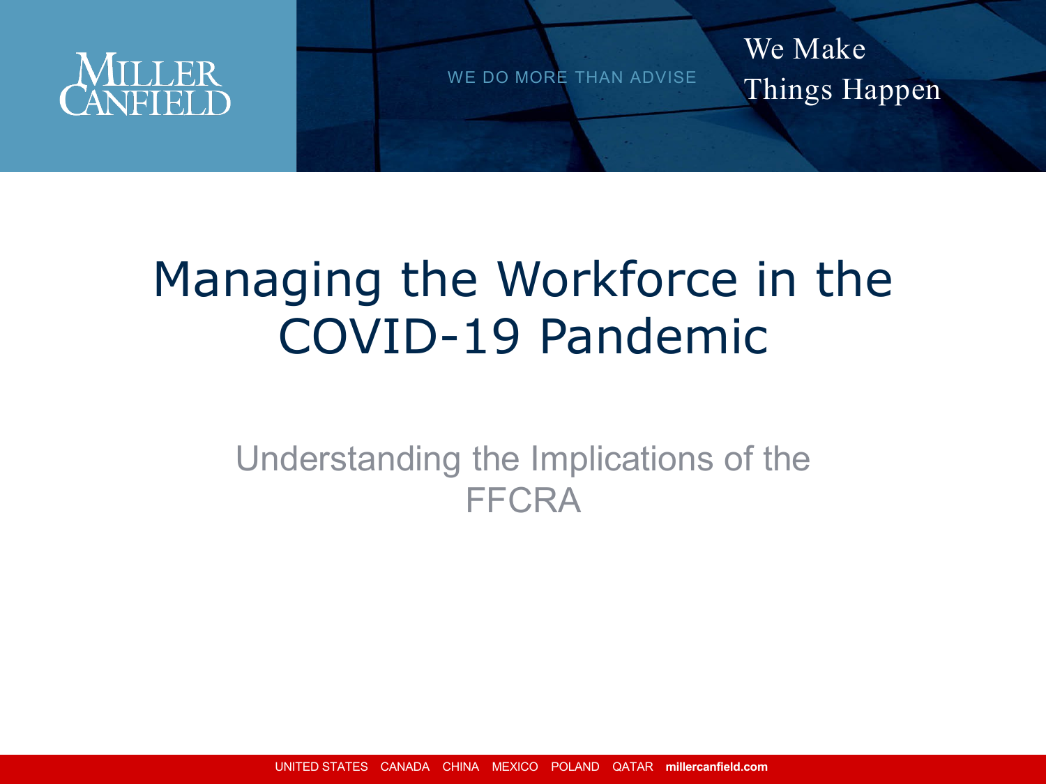MILLER CANFIELD

WE DO MORE THAN ADVISE

We Make Things Happen

# Managing the Workforce in the COVID-19 Pandemic

## Understanding the Implications of the FFCRA

UNITED STATES CANADA CHINA MEXICO POLAND QATAR **millercanfield.com**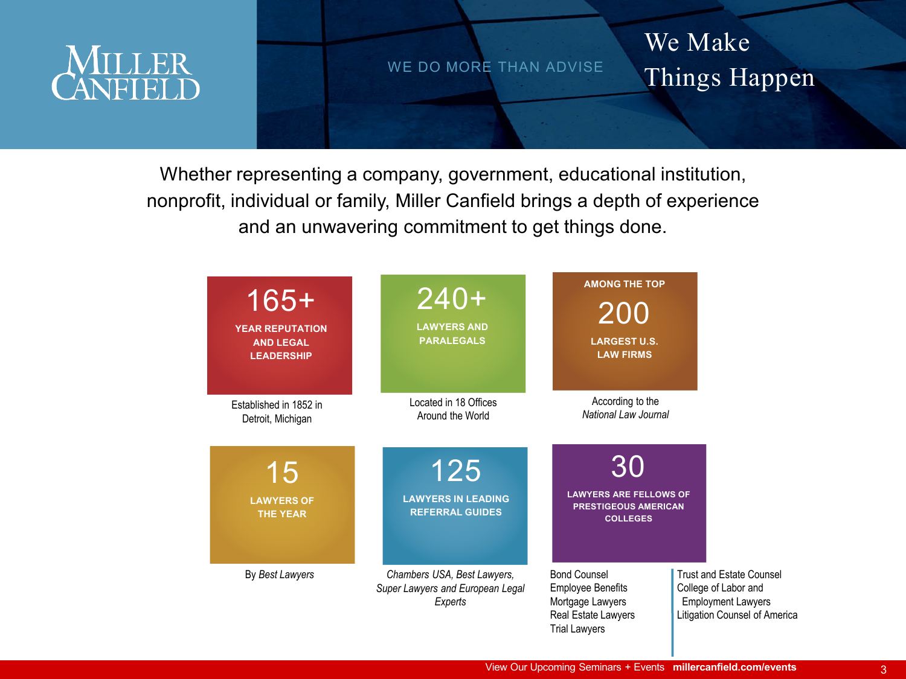# MILLER CANFIELD

WE DO MORE THAN ADVISE

## We Make Things Happen

Whether representing a company, government, educational institution, nonprofit, individual or family, Miller Canfield brings a depth of experience and an unwavering commitment to get things done.

**165+**
**YEAR REPUTATION AND LEGAL LEADERSHIP**

Established in 1852 in Detroit, Michigan

**240+**
**LAWYERS AND PARALEGALS**

Located in 18 Offices Around the World

**AMONG THE TOP**
**200**
**LARGEST U.S. LAW FIRMS**

According to the *National Law Journal*

**15**
**LAWYERS OF THE YEAR**

By *Best Lawyers*

**125**
**LAWYERS IN LEADING REFERRAL GUIDES**

*Chambers USA, Best Lawyers, Super Lawyers and European Legal Experts*

**30**
**LAWYERS ARE FELLOWS OF PRESTIGEOUS AMERICAN COLLEGES**

- Bond Counsel
- Employee Benefits
- Mortgage Lawyers
- Real Estate Lawyers
- Trial Lawyers
- Trust and Estate Counsel
- College of Labor and Employment Lawyers
- Litigation Counsel of America

View Our Upcoming Seminars + Events **millercanfield.com/events**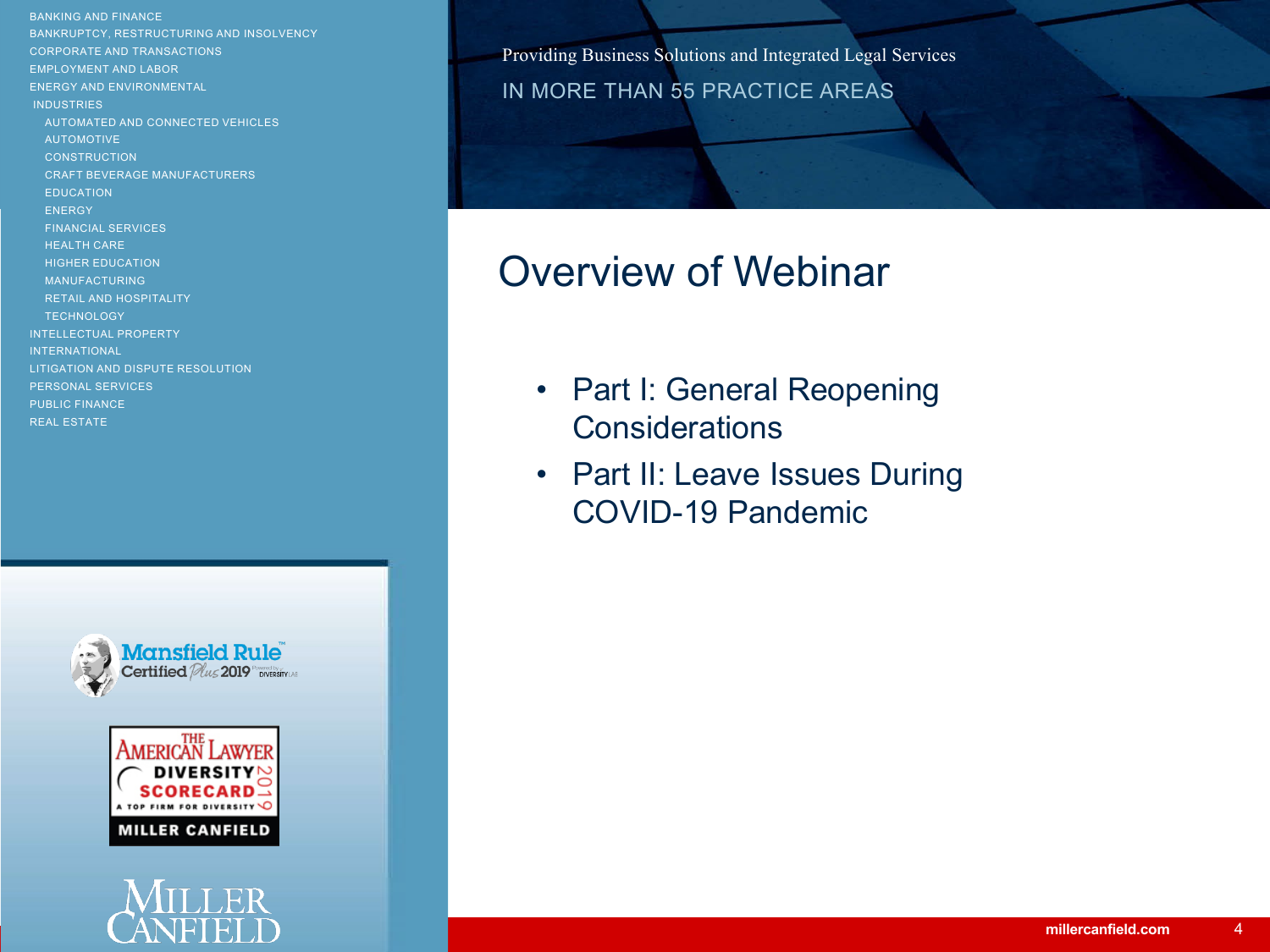BANKING AND FINANCE
BANKRUPTCY, RESTRUCTURING AND INSOLVENCY
CORPORATE AND TRANSACTIONS
EMPLOYMENT AND LABOR
ENERGY AND ENVIRONMENTAL
INDUSTRIES
- AUTOMATED AND CONNECTED VEHICLES
- AUTOMOTIVE
- CONSTRUCTION
- CRAFT BEVERAGE MANUFACTURERS
- EDUCATION
- ENERGY
- FINANCIAL SERVICES
- HEALTH CARE
- HIGHER EDUCATION
- MANUFACTURING
- RETAIL AND HOSPITALITY
- TECHNOLOGY

INTELLECTUAL PROPERTY
INTERNATIONAL
LITIGATION AND DISPUTE RESOLUTION
PERSONAL SERVICES
PUBLIC FINANCE
REAL ESTATE

Providing Business Solutions and Integrated Legal Services
IN MORE THAN 55 PRACTICE AREAS

# Overview of Webinar

- Part I: General Reopening Considerations
- Part II: Leave Issues During COVID-19 Pandemic

Mansfield Rule™ Certified Plus 2019

THE AMERICAN LAWYER DIVERSITY SCORECARD 2019 A TOP FIRM FOR DIVERSITY MILLER CANFIELD

MILLER CANFIELD

millercanfield.com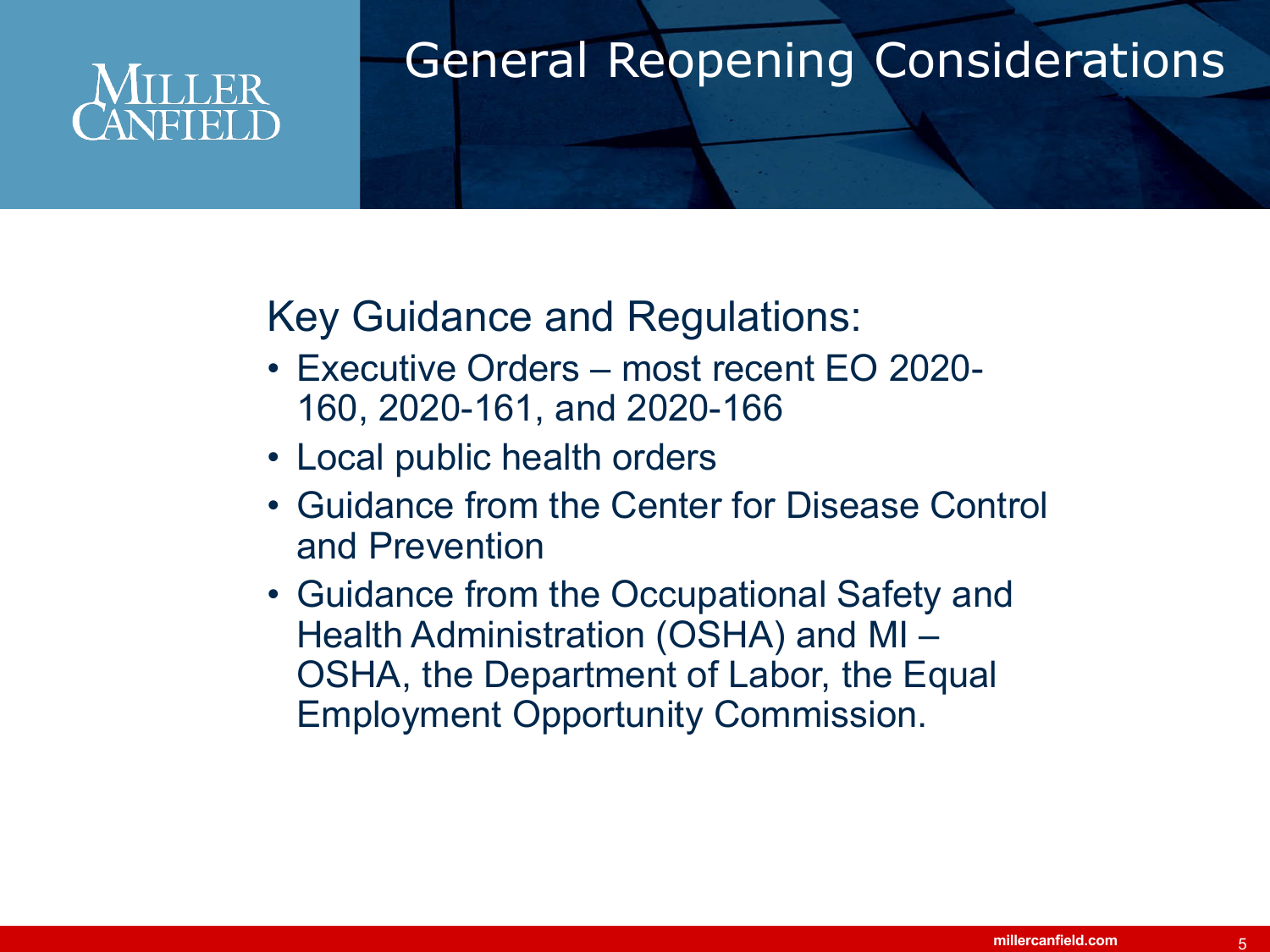# General Reopening Considerations

## Key Guidance and Regulations:

- Executive Orders – most recent EO 2020-160, 2020-161, and 2020-166
- Local public health orders
- Guidance from the Center for Disease Control and Prevention
- Guidance from the Occupational Safety and Health Administration (OSHA) and MI – OSHA, the Department of Labor, the Equal Employment Opportunity Commission.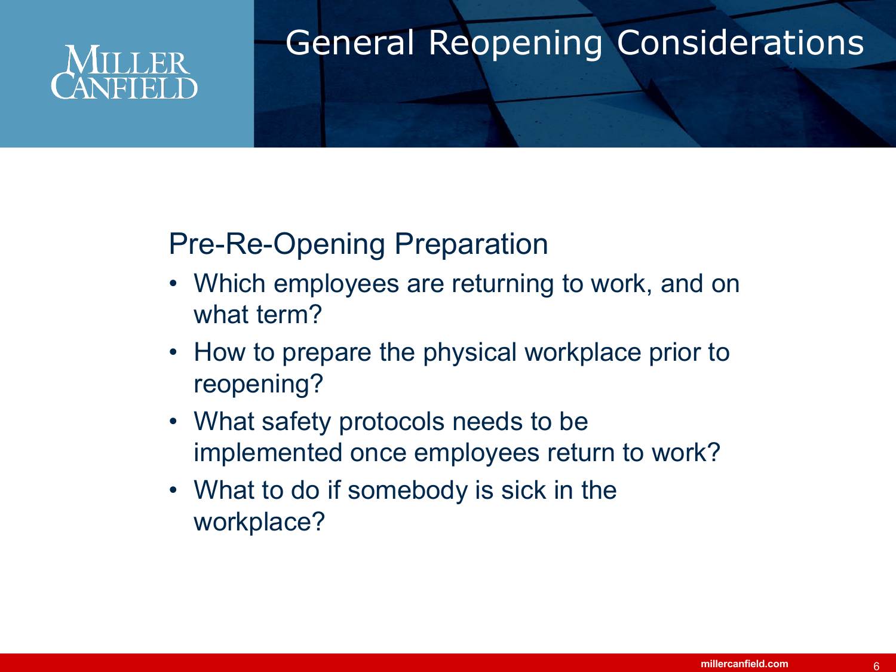# General Reopening Considerations

## Pre-Re-Opening Preparation

- Which employees are returning to work, and on what term?
- How to prepare the physical workplace prior to reopening?
- What safety protocols needs to be implemented once employees return to work?
- What to do if somebody is sick in the workplace?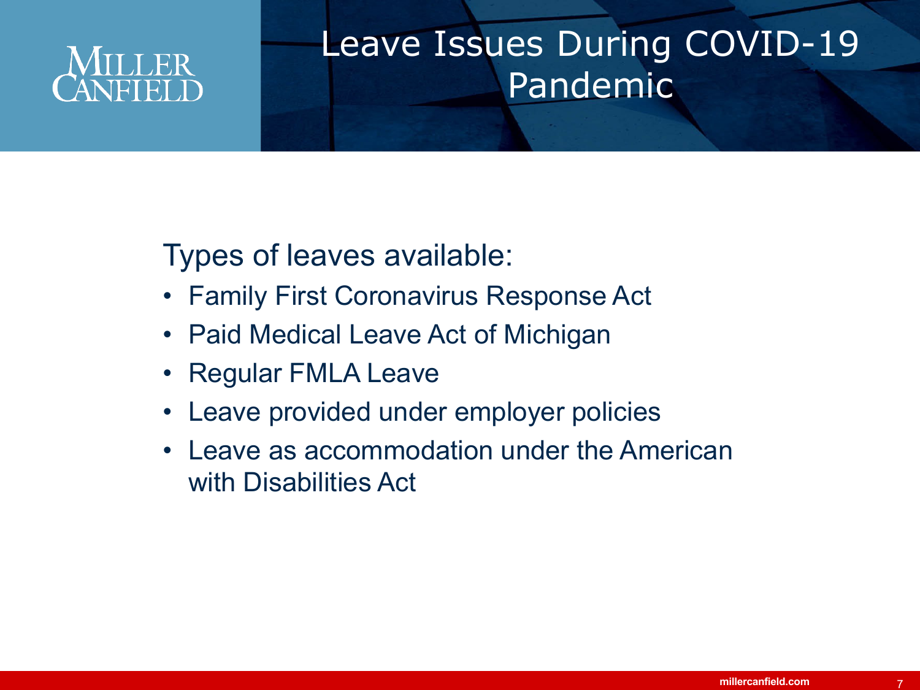# Leave Issues During COVID-19 Pandemic

Types of leaves available:

- Family First Coronavirus Response Act
- Paid Medical Leave Act of Michigan
- Regular FMLA Leave
- Leave provided under employer policies
- Leave as accommodation under the American with Disabilities Act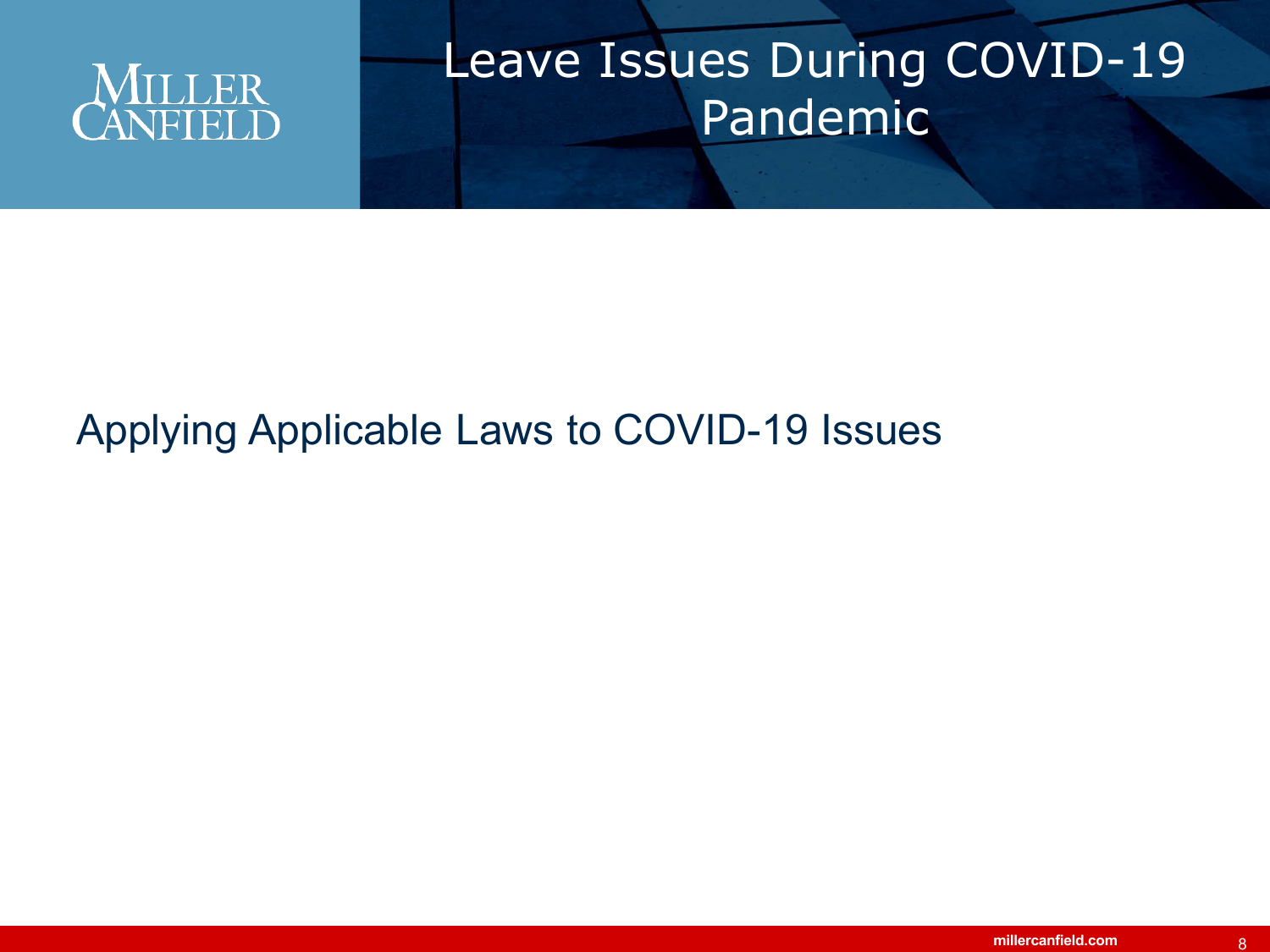# Leave Issues During COVID-19 Pandemic

Applying Applicable Laws to COVID-19 Issues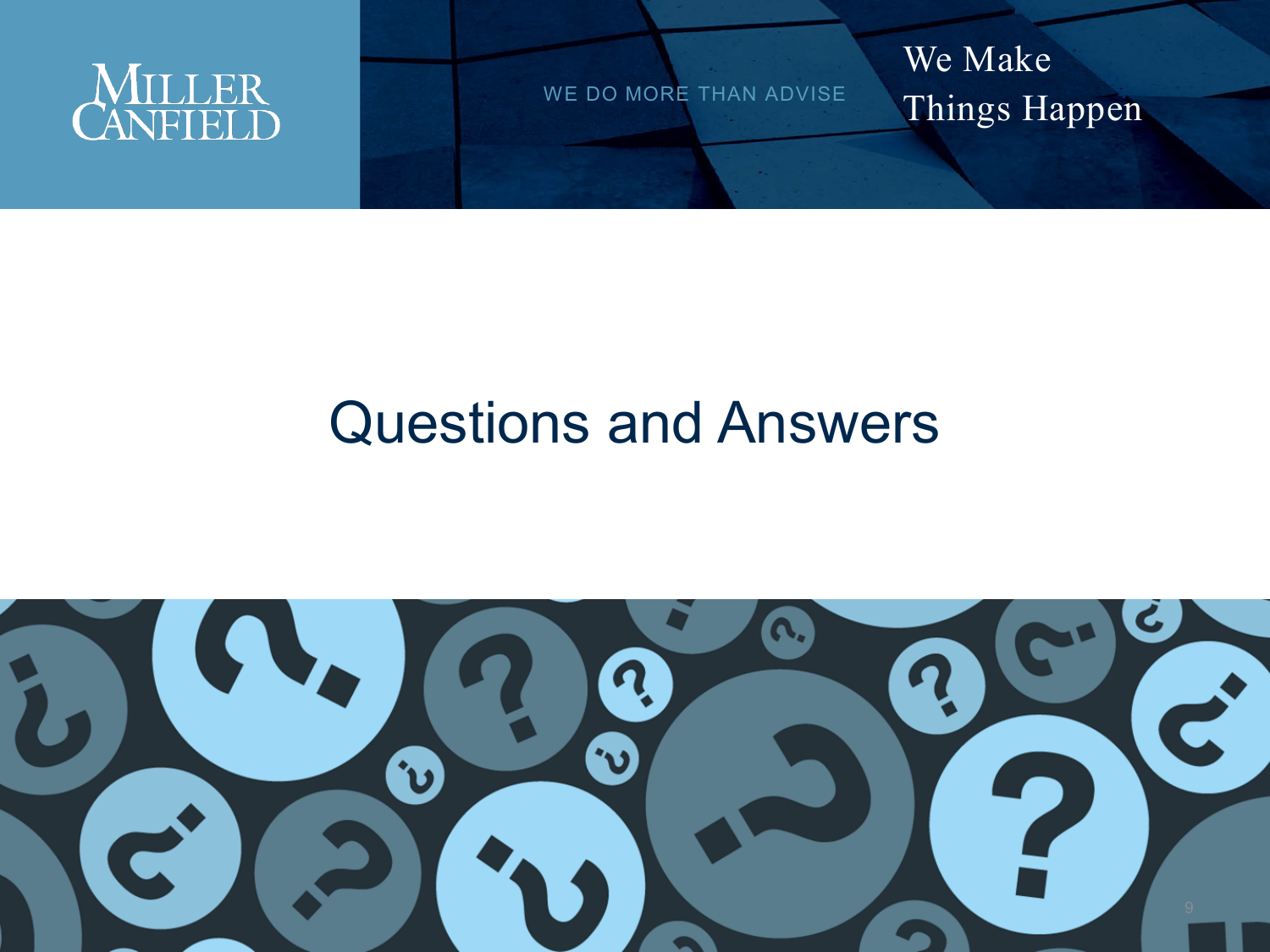# Questions and Answers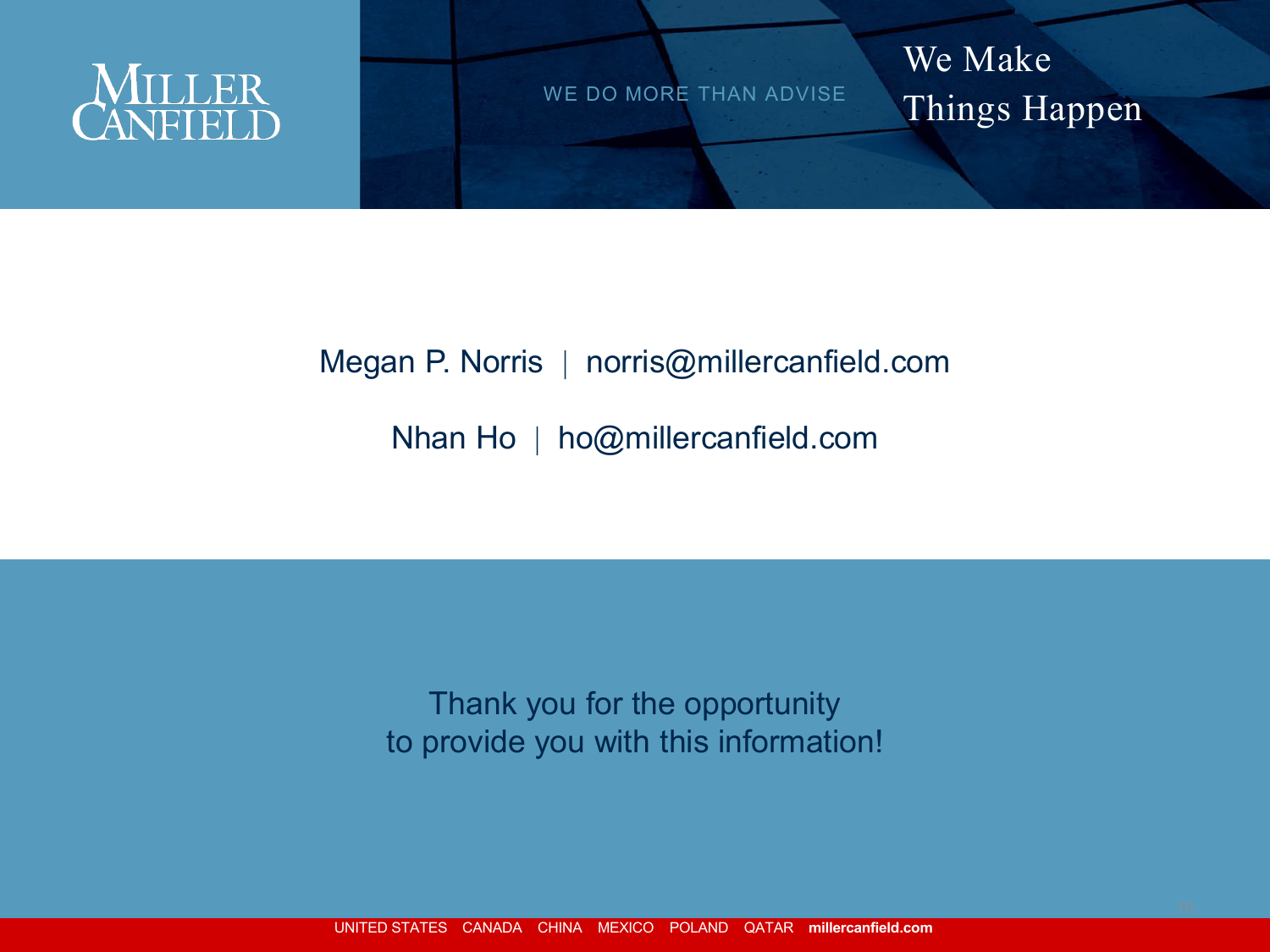MILLER CANFIELD

WE DO MORE THAN ADVISE

We Make Things Happen

Megan P. Norris | norris@millercanfield.com

Nhan Ho | ho@millercanfield.com

Thank you for the opportunity
to provide you with this information!

UNITED STATES CANADA CHINA MEXICO POLAND QATAR **millercanfield.com**